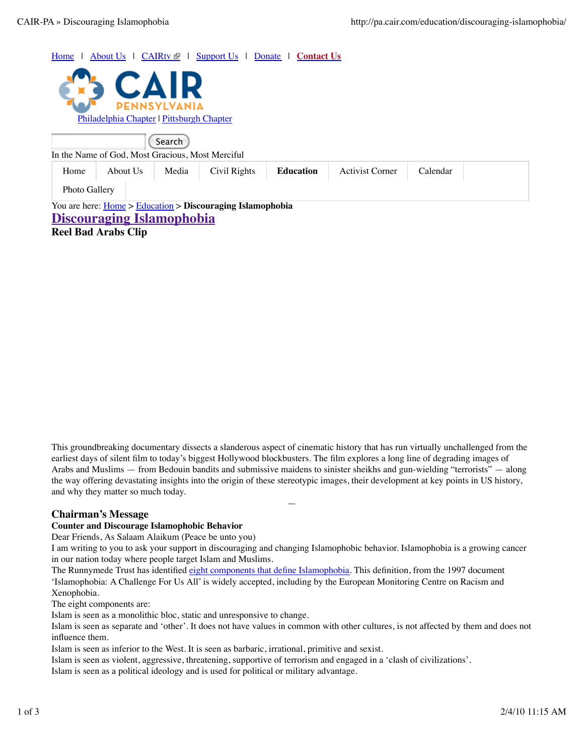Home | About Us | CAIRtv | Support Us | Donate | Contact Us

CAIR PENNSYLVANIA

Philadelphia Chapter | Pittsburgh Chapter

Search

In the Name of God, Most Gracious, Most Merciful

Home | About Us | Media | Civil Rights | **Education** | Activist Corner | Calendar | Photo Gallery

You are here: Home > Education > **Discouraging Islamophobia**

# Discouraging Islamophobia

## Reel Bad Arabs Clip

This groundbreaking documentary dissects a slanderous aspect of cinematic history that has run virtually unchallenged from the earliest days of silent film to today's biggest Hollywood blockbusters. The film explores a long line of degrading images of Arabs and Muslims — from Bedouin bandits and submissive maidens to sinister sheikhs and gun-wielding "terrorists" — along the way offering devastating insights into the origin of these stereotypic images, their development at key points in US history, and why they matter so much today.

—

## Chairman's Message

**Counter and Discourage Islamophobic Behavior**

Dear Friends, As Salaam Alaikum (Peace be unto you)

I am writing to you to ask your support in discouraging and changing Islamophobic behavior. Islamophobia is a growing cancer in our nation today where people target Islam and Muslims.

The Runnymede Trust has identified eight components that define Islamophobia. This definition, from the 1997 document 'Islamophobia: A Challenge For Us All' is widely accepted, including by the European Monitoring Centre on Racism and Xenophobia.

The eight components are:

Islam is seen as a monolithic bloc, static and unresponsive to change.

Islam is seen as separate and 'other'. It does not have values in common with other cultures, is not affected by them and does not influence them.

Islam is seen as inferior to the West. It is seen as barbaric, irrational, primitive and sexist.

Islam is seen as violent, aggressive, threatening, supportive of terrorism and engaged in a 'clash of civilizations'.

Islam is seen as a political ideology and is used for political or military advantage.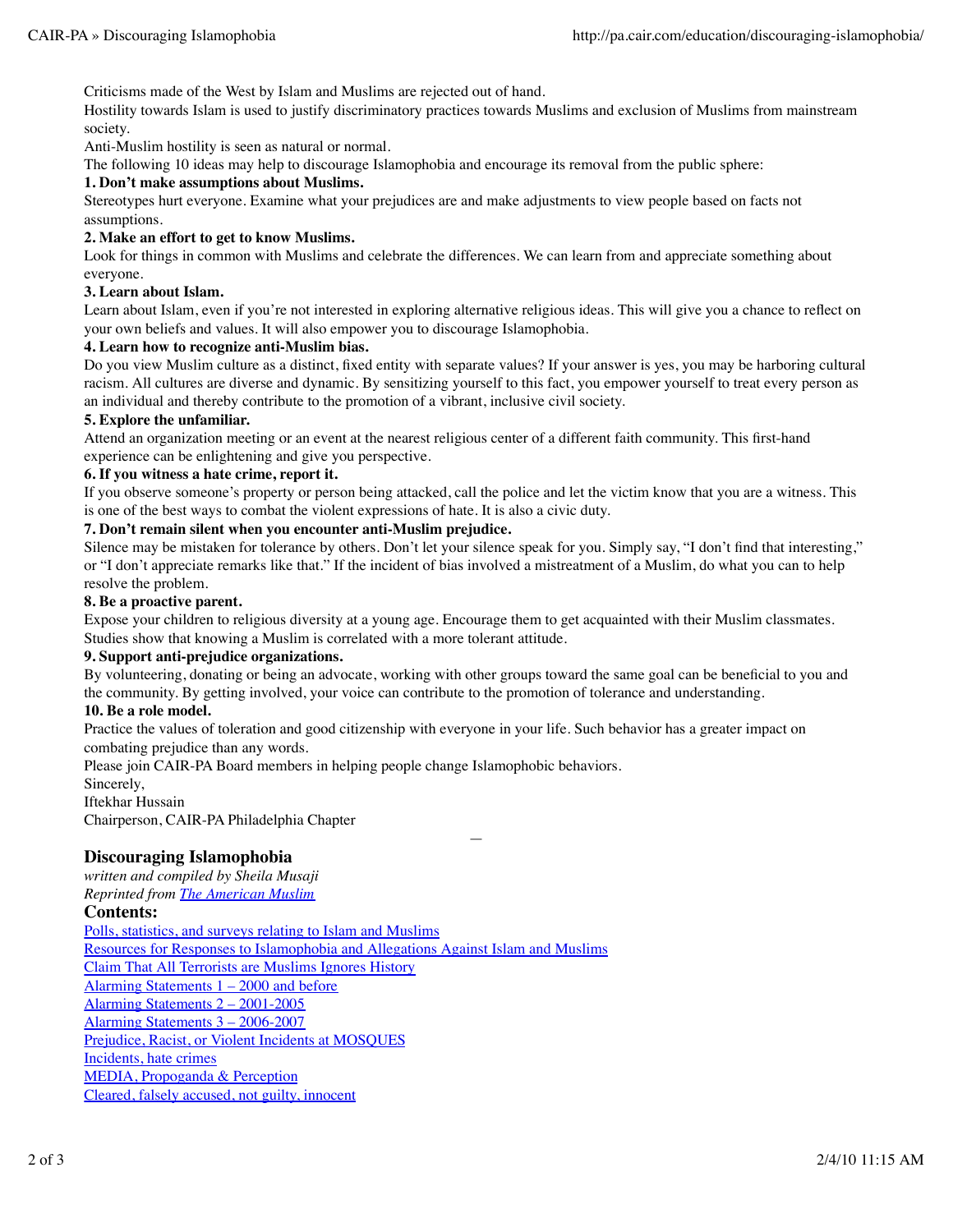Criticisms made of the West by Islam and Muslims are rejected out of hand.

Hostility towards Islam is used to justify discriminatory practices towards Muslims and exclusion of Muslims from mainstream society.

Anti-Muslim hostility is seen as natural or normal.

The following 10 ideas may help to discourage Islamophobia and encourage its removal from the public sphere:

**1. Don't make assumptions about Muslims.**

Stereotypes hurt everyone. Examine what your prejudices are and make adjustments to view people based on facts not assumptions.

**2. Make an effort to get to know Muslims.**

Look for things in common with Muslims and celebrate the differences. We can learn from and appreciate something about everyone.

**3. Learn about Islam.**

Learn about Islam, even if you're not interested in exploring alternative religious ideas. This will give you a chance to reflect on your own beliefs and values. It will also empower you to discourage Islamophobia.

**4. Learn how to recognize anti-Muslim bias.**

Do you view Muslim culture as a distinct, fixed entity with separate values? If your answer is yes, you may be harboring cultural racism. All cultures are diverse and dynamic. By sensitizing yourself to this fact, you empower yourself to treat every person as an individual and thereby contribute to the promotion of a vibrant, inclusive civil society.

**5. Explore the unfamiliar.**

Attend an organization meeting or an event at the nearest religious center of a different faith community. This first-hand experience can be enlightening and give you perspective.

**6. If you witness a hate crime, report it.**

If you observe someone's property or person being attacked, call the police and let the victim know that you are a witness. This is one of the best ways to combat the violent expressions of hate. It is also a civic duty.

**7. Don't remain silent when you encounter anti-Muslim prejudice.**

Silence may be mistaken for tolerance by others. Don't let your silence speak for you. Simply say, "I don't find that interesting," or "I don't appreciate remarks like that." If the incident of bias involved a mistreatment of a Muslim, do what you can to help resolve the problem.

**8. Be a proactive parent.**

Expose your children to religious diversity at a young age. Encourage them to get acquainted with their Muslim classmates. Studies show that knowing a Muslim is correlated with a more tolerant attitude.

**9. Support anti-prejudice organizations.**

By volunteering, donating or being an advocate, working with other groups toward the same goal can be beneficial to you and the community. By getting involved, your voice can contribute to the promotion of tolerance and understanding.

**10. Be a role model.**

Practice the values of toleration and good citizenship with everyone in your life. Such behavior has a greater impact on combating prejudice than any words.

Please join CAIR-PA Board members in helping people change Islamophobic behaviors.

Sincerely,

Iftekhar Hussain

Chairperson, CAIR-PA Philadelphia Chapter

—

## Discouraging Islamophobia

*written and compiled by Sheila Musaji*

*Reprinted from The American Muslim*

### Contents:

- Polls, statistics, and surveys relating to Islam and Muslims
- Resources for Responses to Islamophobia and Allegations Against Islam and Muslims
- Claim That All Terrorists are Muslims Ignores History
- Alarming Statements 1 – 2000 and before
- Alarming Statements 2 – 2001-2005
- Alarming Statements 3 – 2006-2007
- Prejudice, Racist, or Violent Incidents at MOSQUES
- Incidents, hate crimes
- MEDIA, Propoganda & Perception
- Cleared, falsely accused, not guilty, innocent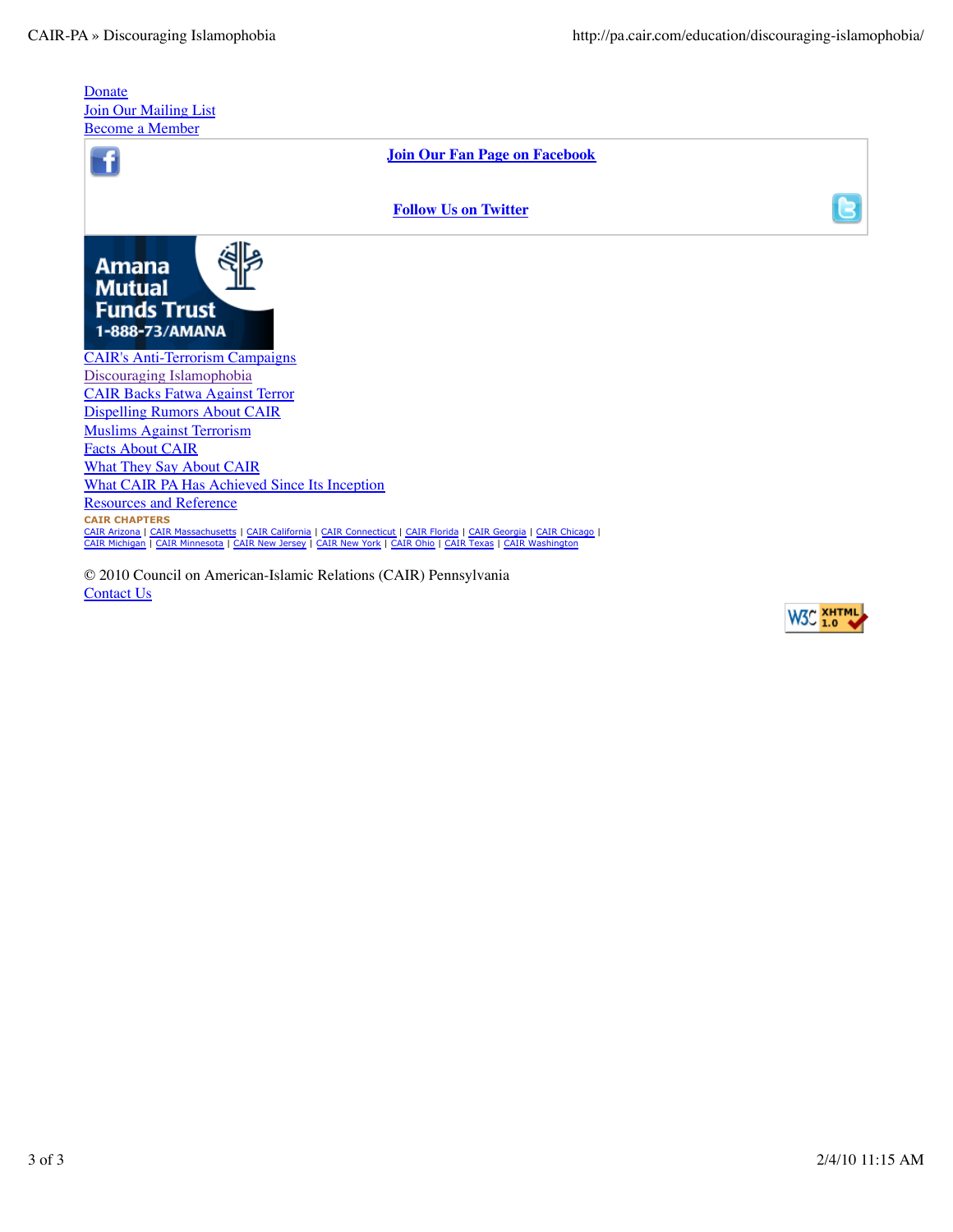Donate
Join Our Mailing List
Become a Member

**Join Our Fan Page on Facebook**

**Follow Us on Twitter**

Amana Mutual Funds Trust
1-888-73/AMANA

CAIR's Anti-Terrorism Campaigns
Discouraging Islamophobia
CAIR Backs Fatwa Against Terror
Dispelling Rumors About CAIR
Muslims Against Terrorism
Facts About CAIR
What They Say About CAIR
What CAIR PA Has Achieved Since Its Inception
Resources and Reference

**CAIR CHAPTERS**
CAIR Arizona | CAIR Massachusetts | CAIR California | CAIR Connecticut | CAIR Florida | CAIR Georgia | CAIR Chicago | CAIR Michigan | CAIR Minnesota | CAIR New Jersey | CAIR New York | CAIR Ohio | CAIR Texas | CAIR Washington

© 2010 Council on American-Islamic Relations (CAIR) Pennsylvania
Contact Us

W3C XHTML 1.0